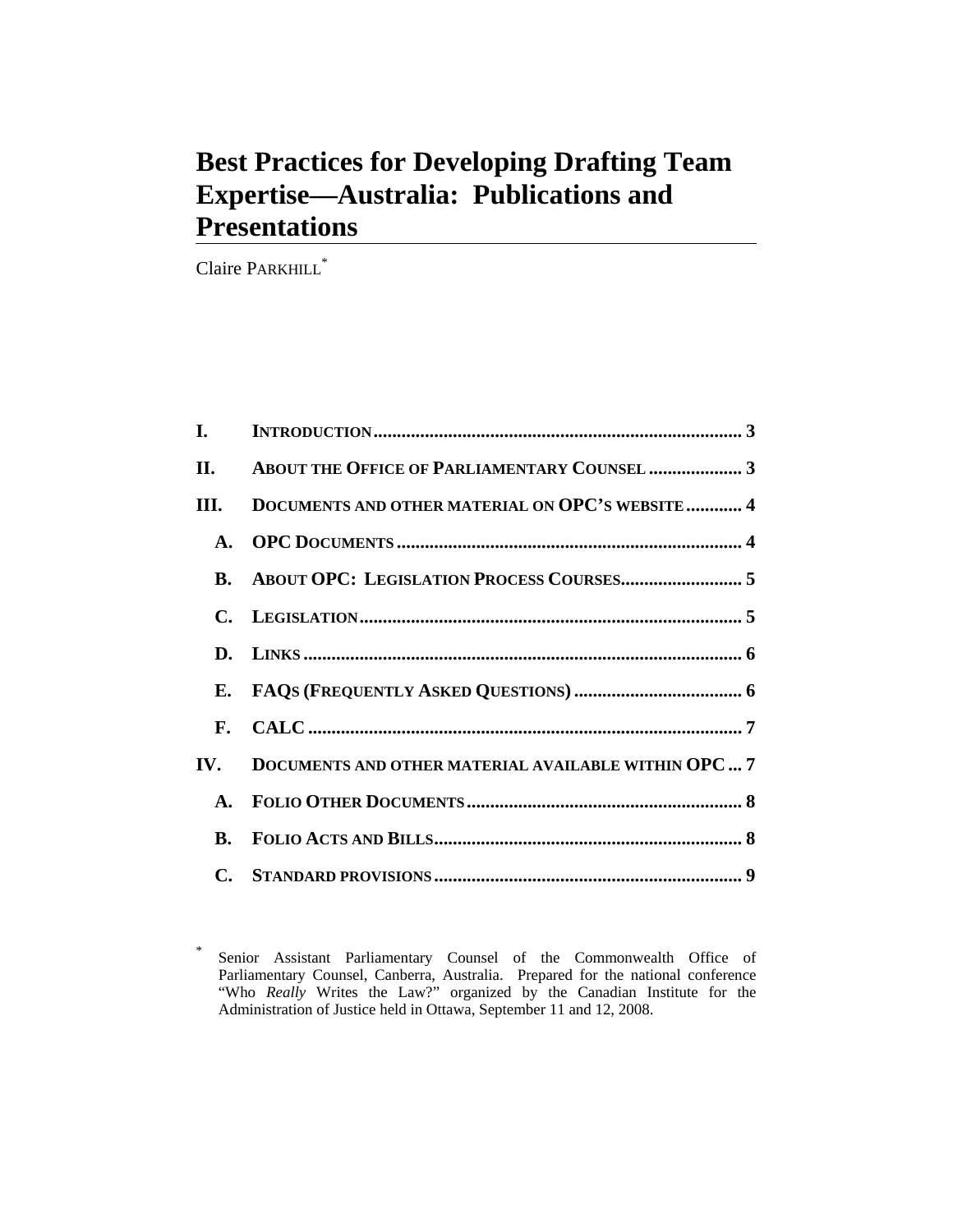# Best Practices for Developing Drafting Team Expertise—Australia: Publications and Presentations

Claire PARKHILL[*]

| | | |
|---|---|---|
| **I.** | **INTRODUCTION** | **3** |
| **II.** | **ABOUT THE OFFICE OF PARLIAMENTARY COUNSEL** | **3** |
| **III.** | **DOCUMENTS AND OTHER MATERIAL ON OPC'S WEBSITE** | **4** |
| **A.** | **OPC DOCUMENTS** | **4** |
| **B.** | **ABOUT OPC: LEGISLATION PROCESS COURSES** | **5** |
| **C.** | **LEGISLATION** | **5** |
| **D.** | **LINKS** | **6** |
| **E.** | **FAQS (FREQUENTLY ASKED QUESTIONS)** | **6** |
| **F.** | **CALC** | **7** |
| **IV.** | **DOCUMENTS AND OTHER MATERIAL AVAILABLE WITHIN OPC** | **7** |
| **A.** | **FOLIO OTHER DOCUMENTS** | **8** |
| **B.** | **FOLIO ACTS AND BILLS** | **8** |
| **C.** | **STANDARD PROVISIONS** | **9** |

[*] Senior Assistant Parliamentary Counsel of the Commonwealth Office of Parliamentary Counsel, Canberra, Australia. Prepared for the national conference "Who *Really* Writes the Law?" organized by the Canadian Institute for the Administration of Justice held in Ottawa, September 11 and 12, 2008.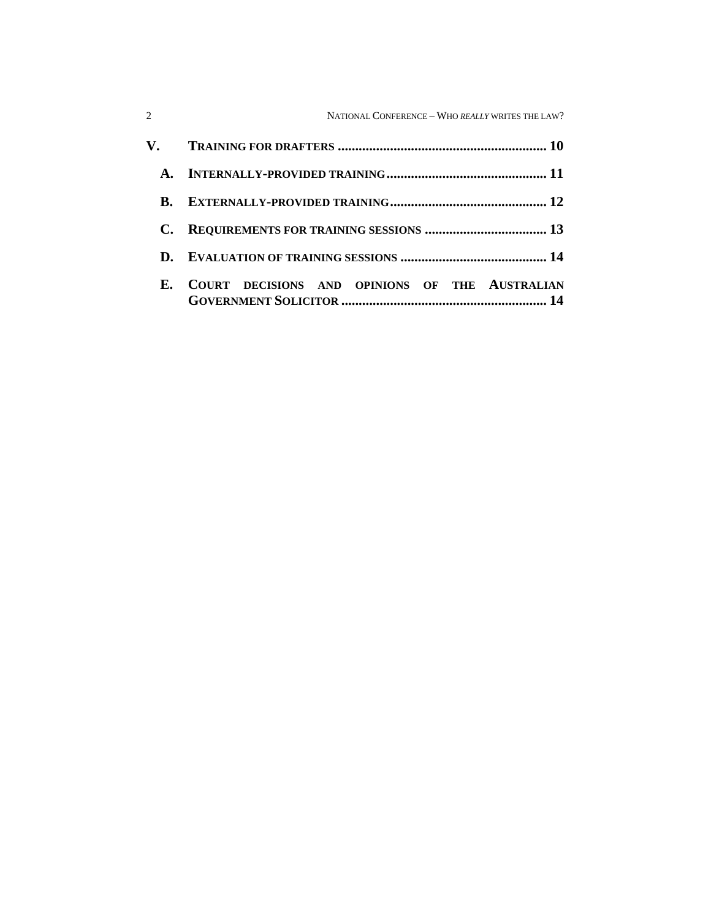**V. TRAINING FOR DRAFTERS ........................................................... 10**

**A. INTERNALLY-PROVIDED TRAINING ............................................. 11**

**B. EXTERNALLY-PROVIDED TRAINING ............................................ 12**

**C. REQUIREMENTS FOR TRAINING SESSIONS .................................. 13**

**D. EVALUATION OF TRAINING SESSIONS .......................................... 14**

**E. COURT DECISIONS AND OPINIONS OF THE AUSTRALIAN GOVERNMENT SOLICITOR .......................................................... 14**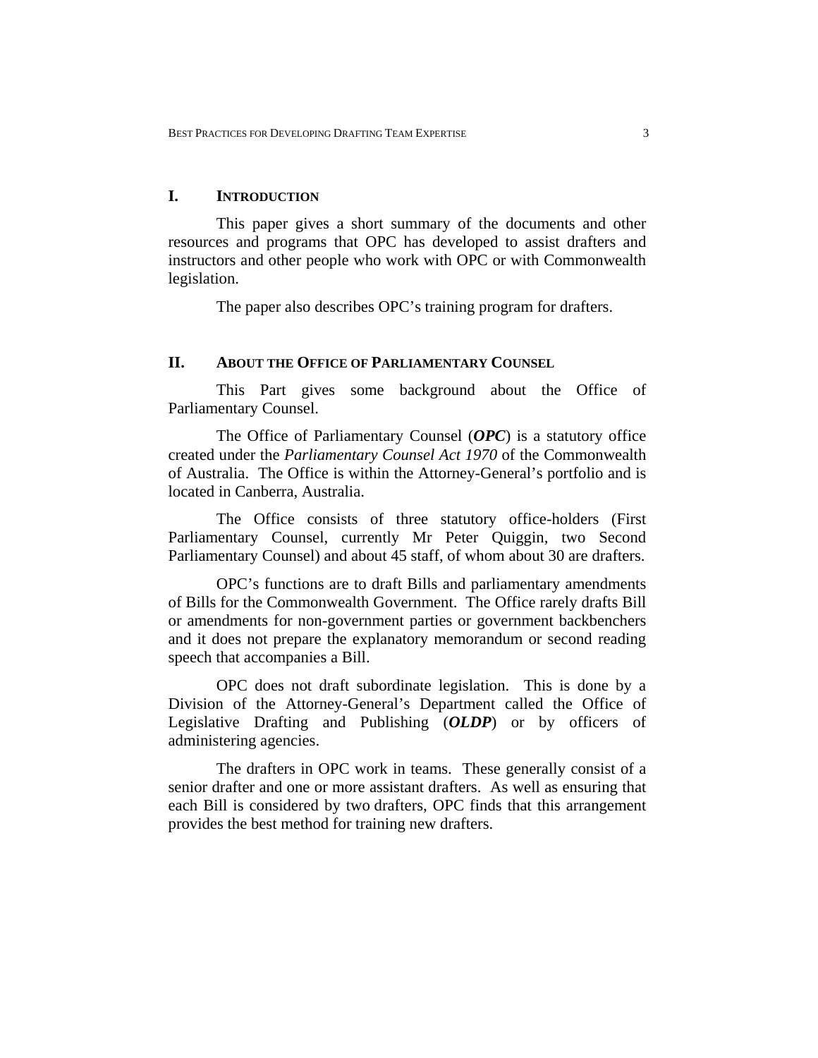## I. INTRODUCTION

This paper gives a short summary of the documents and other resources and programs that OPC has developed to assist drafters and instructors and other people who work with OPC or with Commonwealth legislation.

The paper also describes OPC's training program for drafters.

## II. ABOUT THE OFFICE OF PARLIAMENTARY COUNSEL

This Part gives some background about the Office of Parliamentary Counsel.

The Office of Parliamentary Counsel (***OPC***) is a statutory office created under the *Parliamentary Counsel Act 1970* of the Commonwealth of Australia. The Office is within the Attorney-General's portfolio and is located in Canberra, Australia.

The Office consists of three statutory office-holders (First Parliamentary Counsel, currently Mr Peter Quiggin, two Second Parliamentary Counsel) and about 45 staff, of whom about 30 are drafters.

OPC's functions are to draft Bills and parliamentary amendments of Bills for the Commonwealth Government. The Office rarely drafts Bill or amendments for non-government parties or government backbenchers and it does not prepare the explanatory memorandum or second reading speech that accompanies a Bill.

OPC does not draft subordinate legislation. This is done by a Division of the Attorney-General's Department called the Office of Legislative Drafting and Publishing (***OLDP***) or by officers of administering agencies.

The drafters in OPC work in teams. These generally consist of a senior drafter and one or more assistant drafters. As well as ensuring that each Bill is considered by two drafters, OPC finds that this arrangement provides the best method for training new drafters.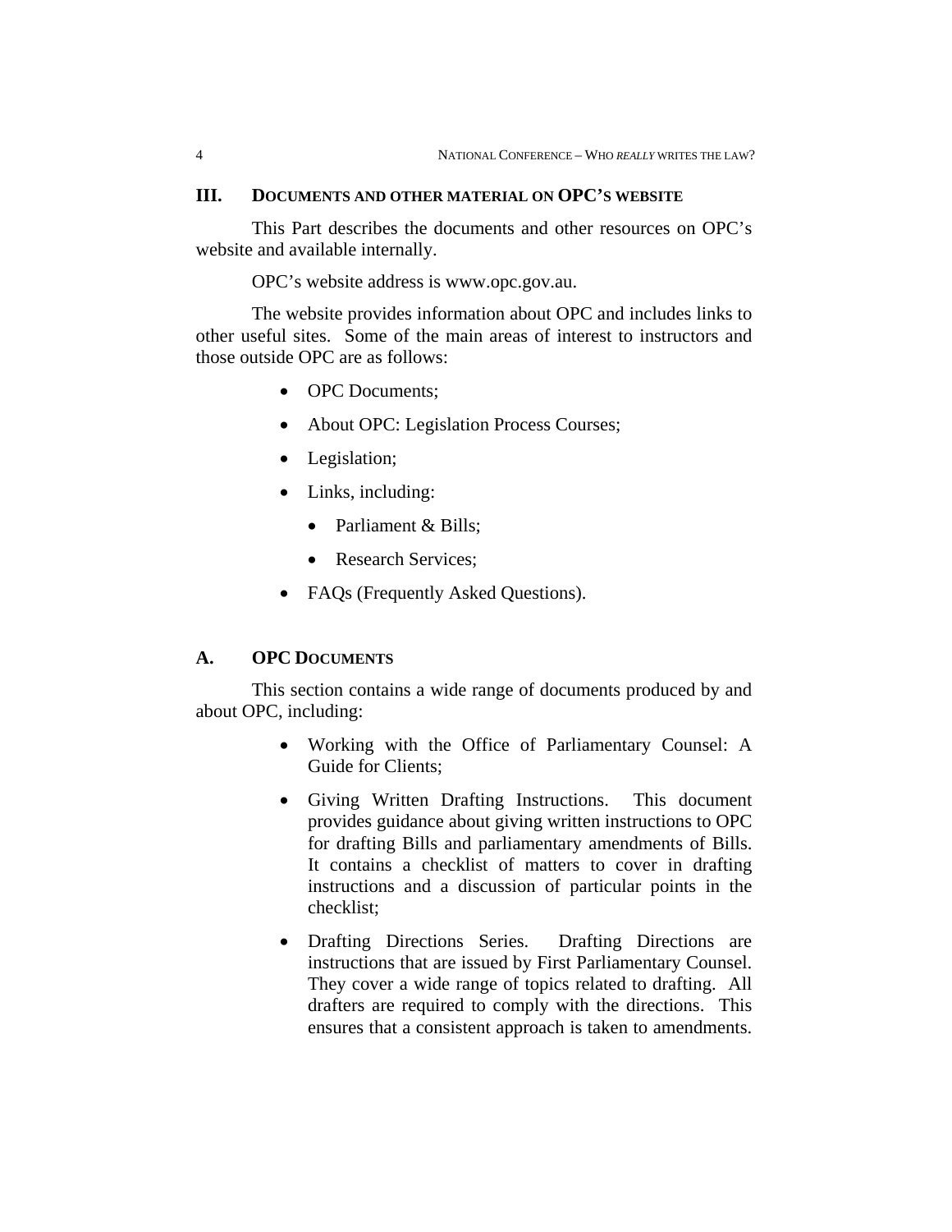## III. DOCUMENTS AND OTHER MATERIAL ON OPC'S WEBSITE

This Part describes the documents and other resources on OPC's website and available internally.

OPC's website address is www.opc.gov.au.

The website provides information about OPC and includes links to other useful sites. Some of the main areas of interest to instructors and those outside OPC are as follows:

- OPC Documents;
- About OPC: Legislation Process Courses;
- Legislation;
- Links, including:
  - Parliament & Bills;
  - Research Services;
- FAQs (Frequently Asked Questions).

### A. OPC DOCUMENTS

This section contains a wide range of documents produced by and about OPC, including:

- Working with the Office of Parliamentary Counsel: A Guide for Clients;
- Giving Written Drafting Instructions. This document provides guidance about giving written instructions to OPC for drafting Bills and parliamentary amendments of Bills. It contains a checklist of matters to cover in drafting instructions and a discussion of particular points in the checklist;
- Drafting Directions Series. Drafting Directions are instructions that are issued by First Parliamentary Counsel. They cover a wide range of topics related to drafting. All drafters are required to comply with the directions. This ensures that a consistent approach is taken to amendments.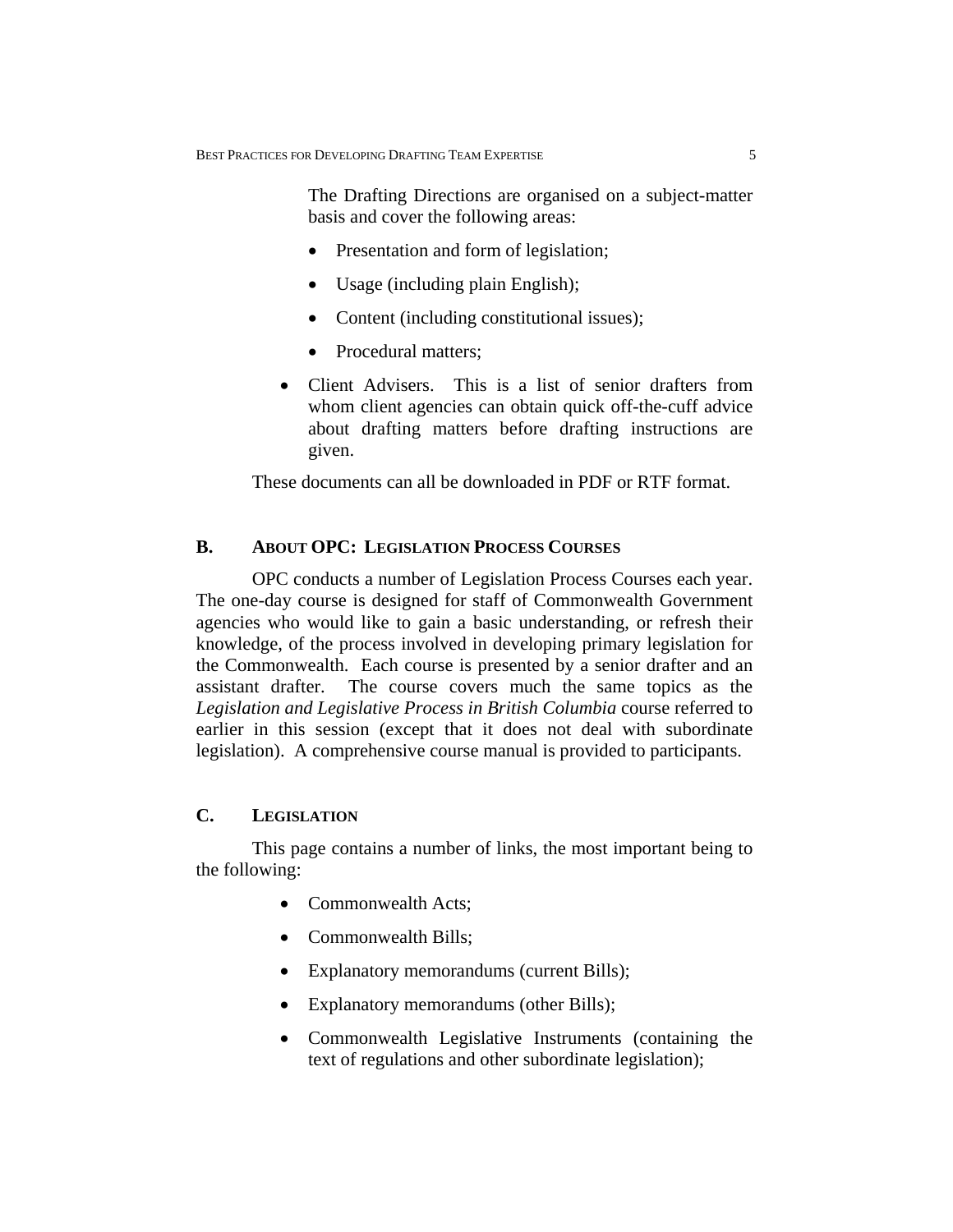The Drafting Directions are organised on a subject-matter basis and cover the following areas:

- Presentation and form of legislation;
- Usage (including plain English);
- Content (including constitutional issues);
- Procedural matters;

- Client Advisers. This is a list of senior drafters from whom client agencies can obtain quick off-the-cuff advice about drafting matters before drafting instructions are given.

These documents can all be downloaded in PDF or RTF format.

## B. About OPC: Legislation Process Courses

OPC conducts a number of Legislation Process Courses each year. The one-day course is designed for staff of Commonwealth Government agencies who would like to gain a basic understanding, or refresh their knowledge, of the process involved in developing primary legislation for the Commonwealth. Each course is presented by a senior drafter and an assistant drafter. The course covers much the same topics as the *Legislation and Legislative Process in British Columbia* course referred to earlier in this session (except that it does not deal with subordinate legislation). A comprehensive course manual is provided to participants.

## C. Legislation

This page contains a number of links, the most important being to the following:

- Commonwealth Acts;
- Commonwealth Bills;
- Explanatory memorandums (current Bills);
- Explanatory memorandums (other Bills);
- Commonwealth Legislative Instruments (containing the text of regulations and other subordinate legislation);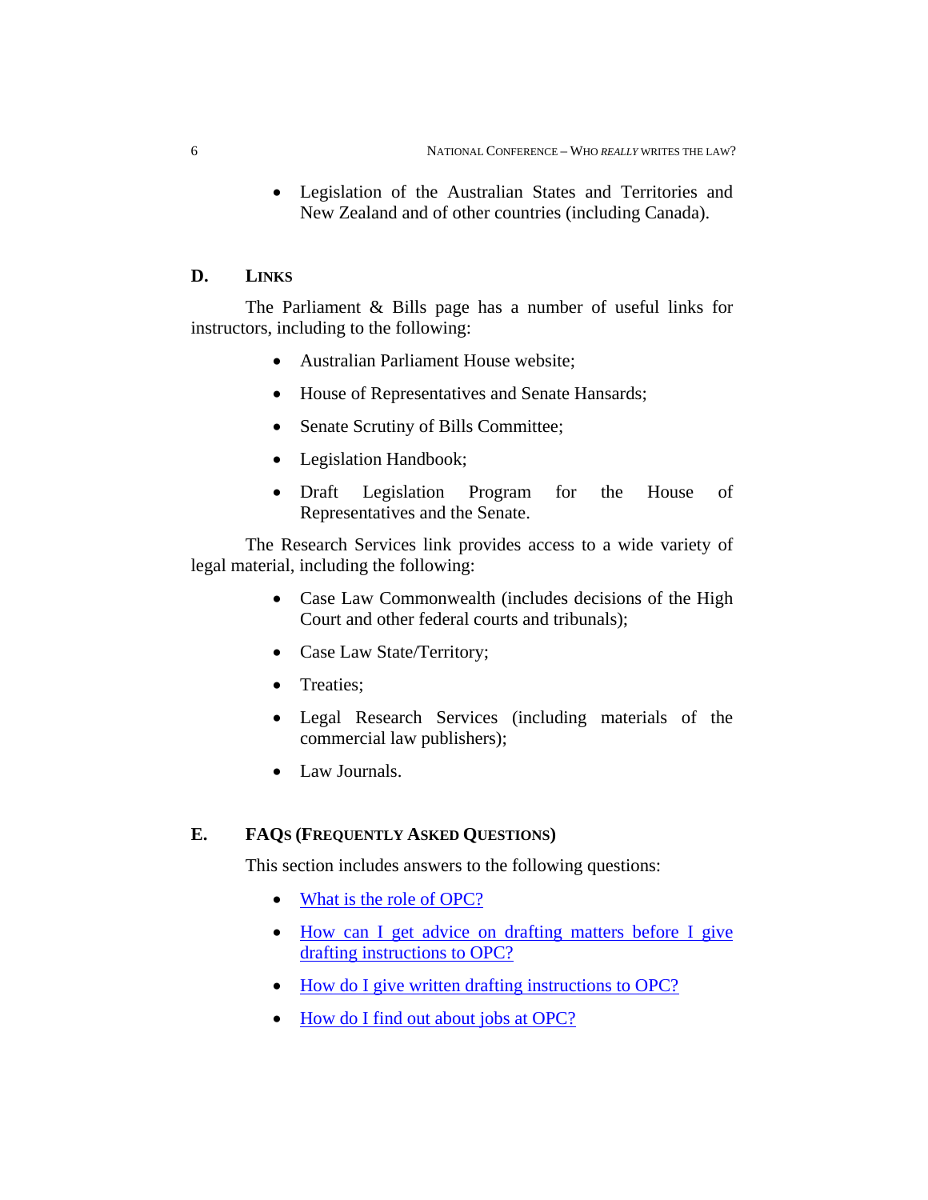- Legislation of the Australian States and Territories and New Zealand and of other countries (including Canada).

## D. LINKS

The Parliament & Bills page has a number of useful links for instructors, including to the following:

- Australian Parliament House website;
- House of Representatives and Senate Hansards;
- Senate Scrutiny of Bills Committee;
- Legislation Handbook;
- Draft Legislation Program for the House of Representatives and the Senate.

The Research Services link provides access to a wide variety of legal material, including the following:

- Case Law Commonwealth (includes decisions of the High Court and other federal courts and tribunals);
- Case Law State/Territory;
- Treaties;
- Legal Research Services (including materials of the commercial law publishers);
- Law Journals.

## E. FAQS (FREQUENTLY ASKED QUESTIONS)

This section includes answers to the following questions:

- What is the role of OPC?
- How can I get advice on drafting matters before I give drafting instructions to OPC?
- How do I give written drafting instructions to OPC?
- How do I find out about jobs at OPC?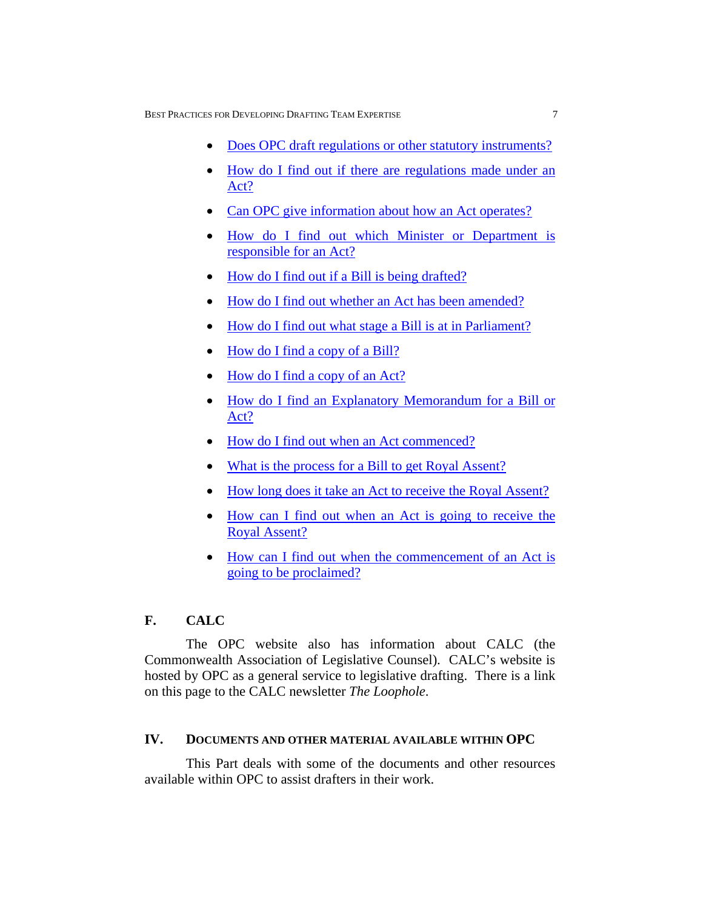- Does OPC draft regulations or other statutory instruments?
- How do I find out if there are regulations made under an Act?
- Can OPC give information about how an Act operates?
- How do I find out which Minister or Department is responsible for an Act?
- How do I find out if a Bill is being drafted?
- How do I find out whether an Act has been amended?
- How do I find out what stage a Bill is at in Parliament?
- How do I find a copy of a Bill?
- How do I find a copy of an Act?
- How do I find an Explanatory Memorandum for a Bill or Act?
- How do I find out when an Act commenced?
- What is the process for a Bill to get Royal Assent?
- How long does it take an Act to receive the Royal Assent?
- How can I find out when an Act is going to receive the Royal Assent?
- How can I find out when the commencement of an Act is going to be proclaimed?

### F. CALC

The OPC website also has information about CALC (the Commonwealth Association of Legislative Counsel). CALC's website is hosted by OPC as a general service to legislative drafting. There is a link on this page to the CALC newsletter *The Loophole*.

## IV. DOCUMENTS AND OTHER MATERIAL AVAILABLE WITHIN OPC

This Part deals with some of the documents and other resources available within OPC to assist drafters in their work.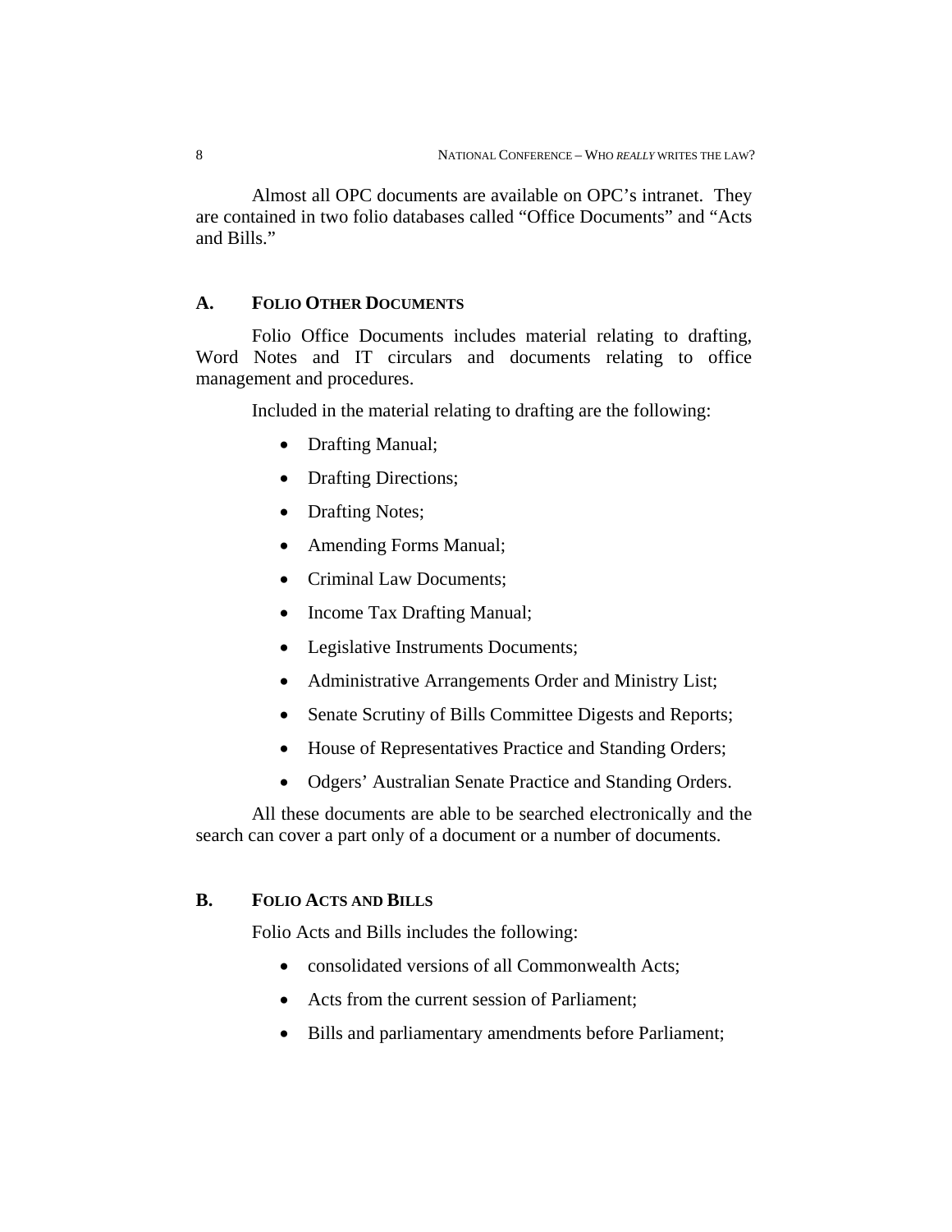Almost all OPC documents are available on OPC's intranet. They are contained in two folio databases called "Office Documents" and "Acts and Bills."

## A. FOLIO OTHER DOCUMENTS

Folio Office Documents includes material relating to drafting, Word Notes and IT circulars and documents relating to office management and procedures.

Included in the material relating to drafting are the following:

- Drafting Manual;
- Drafting Directions;
- Drafting Notes;
- Amending Forms Manual;
- Criminal Law Documents;
- Income Tax Drafting Manual;
- Legislative Instruments Documents;
- Administrative Arrangements Order and Ministry List;
- Senate Scrutiny of Bills Committee Digests and Reports;
- House of Representatives Practice and Standing Orders;
- Odgers' Australian Senate Practice and Standing Orders.

All these documents are able to be searched electronically and the search can cover a part only of a document or a number of documents.

## B. FOLIO ACTS AND BILLS

Folio Acts and Bills includes the following:

- consolidated versions of all Commonwealth Acts;
- Acts from the current session of Parliament;
- Bills and parliamentary amendments before Parliament;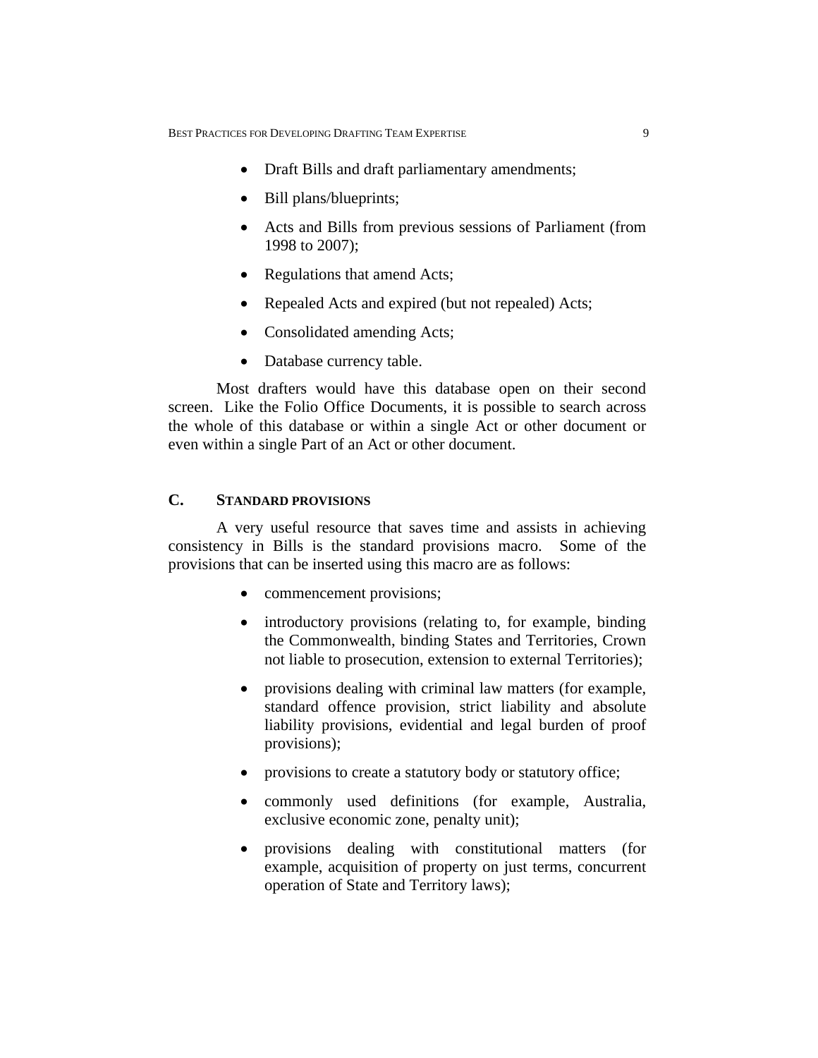- Draft Bills and draft parliamentary amendments;
- Bill plans/blueprints;
- Acts and Bills from previous sessions of Parliament (from 1998 to 2007);
- Regulations that amend Acts;
- Repealed Acts and expired (but not repealed) Acts;
- Consolidated amending Acts;
- Database currency table.

Most drafters would have this database open on their second screen. Like the Folio Office Documents, it is possible to search across the whole of this database or within a single Act or other document or even within a single Part of an Act or other document.

## C. STANDARD PROVISIONS

A very useful resource that saves time and assists in achieving consistency in Bills is the standard provisions macro. Some of the provisions that can be inserted using this macro are as follows:

- commencement provisions;
- introductory provisions (relating to, for example, binding the Commonwealth, binding States and Territories, Crown not liable to prosecution, extension to external Territories);
- provisions dealing with criminal law matters (for example, standard offence provision, strict liability and absolute liability provisions, evidential and legal burden of proof provisions);
- provisions to create a statutory body or statutory office;
- commonly used definitions (for example, Australia, exclusive economic zone, penalty unit);
- provisions dealing with constitutional matters (for example, acquisition of property on just terms, concurrent operation of State and Territory laws);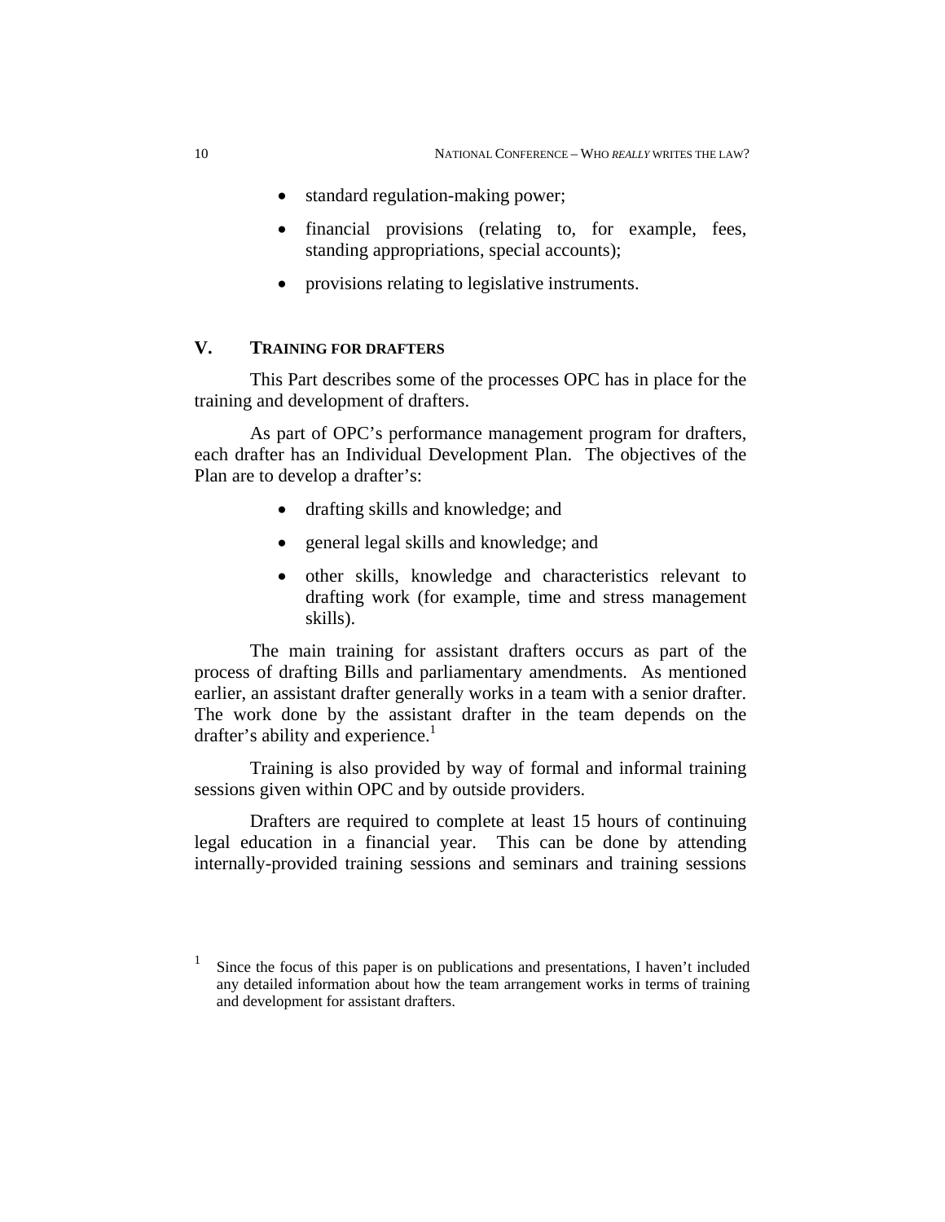- standard regulation-making power;
- financial provisions (relating to, for example, fees, standing appropriations, special accounts);
- provisions relating to legislative instruments.

## V. TRAINING FOR DRAFTERS

This Part describes some of the processes OPC has in place for the training and development of drafters.

As part of OPC's performance management program for drafters, each drafter has an Individual Development Plan. The objectives of the Plan are to develop a drafter's:

- drafting skills and knowledge; and
- general legal skills and knowledge; and
- other skills, knowledge and characteristics relevant to drafting work (for example, time and stress management skills).

The main training for assistant drafters occurs as part of the process of drafting Bills and parliamentary amendments. As mentioned earlier, an assistant drafter generally works in a team with a senior drafter. The work done by the assistant drafter in the team depends on the drafter's ability and experience.[1]

Training is also provided by way of formal and informal training sessions given within OPC and by outside providers.

Drafters are required to complete at least 15 hours of continuing legal education in a financial year. This can be done by attending internally-provided training sessions and seminars and training sessions

[1] Since the focus of this paper is on publications and presentations, I haven't included any detailed information about how the team arrangement works in terms of training and development for assistant drafters.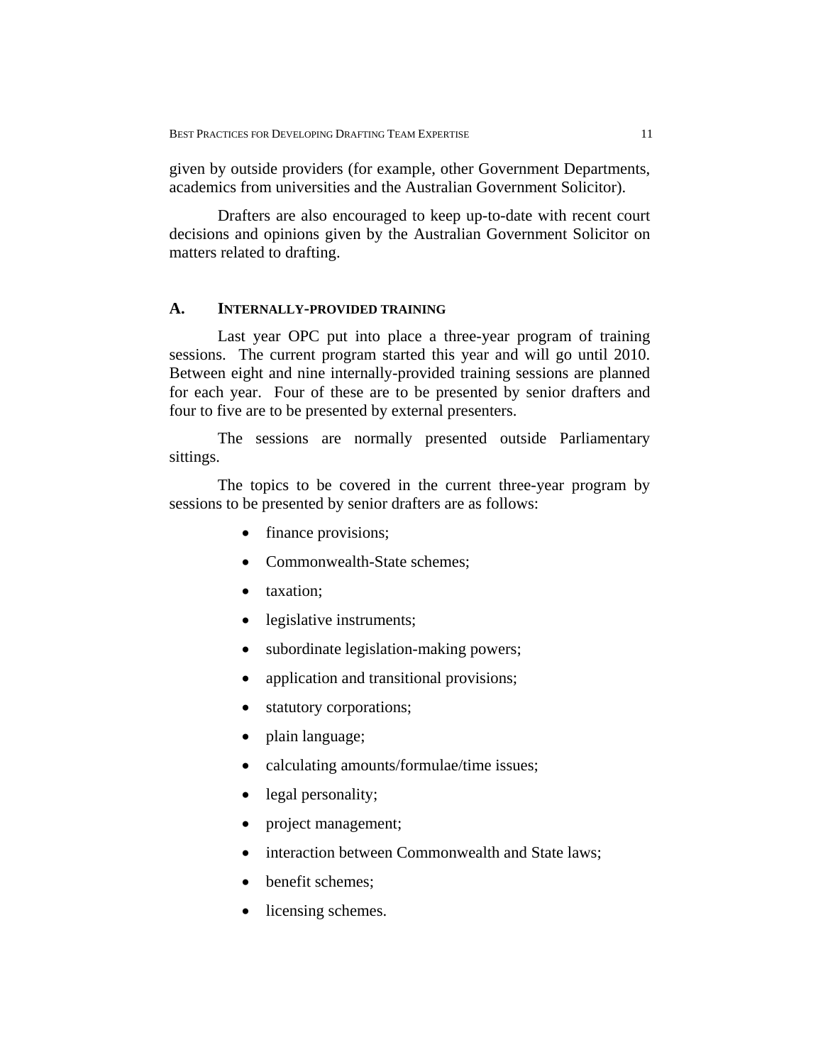given by outside providers (for example, other Government Departments, academics from universities and the Australian Government Solicitor).

Drafters are also encouraged to keep up-to-date with recent court decisions and opinions given by the Australian Government Solicitor on matters related to drafting.

## A. Internally-provided training

Last year OPC put into place a three-year program of training sessions. The current program started this year and will go until 2010. Between eight and nine internally-provided training sessions are planned for each year. Four of these are to be presented by senior drafters and four to five are to be presented by external presenters.

The sessions are normally presented outside Parliamentary sittings.

The topics to be covered in the current three-year program by sessions to be presented by senior drafters are as follows:

- finance provisions;
- Commonwealth-State schemes;
- taxation;
- legislative instruments;
- subordinate legislation-making powers;
- application and transitional provisions;
- statutory corporations;
- plain language;
- calculating amounts/formulae/time issues;
- legal personality;
- project management;
- interaction between Commonwealth and State laws;
- benefit schemes;
- licensing schemes.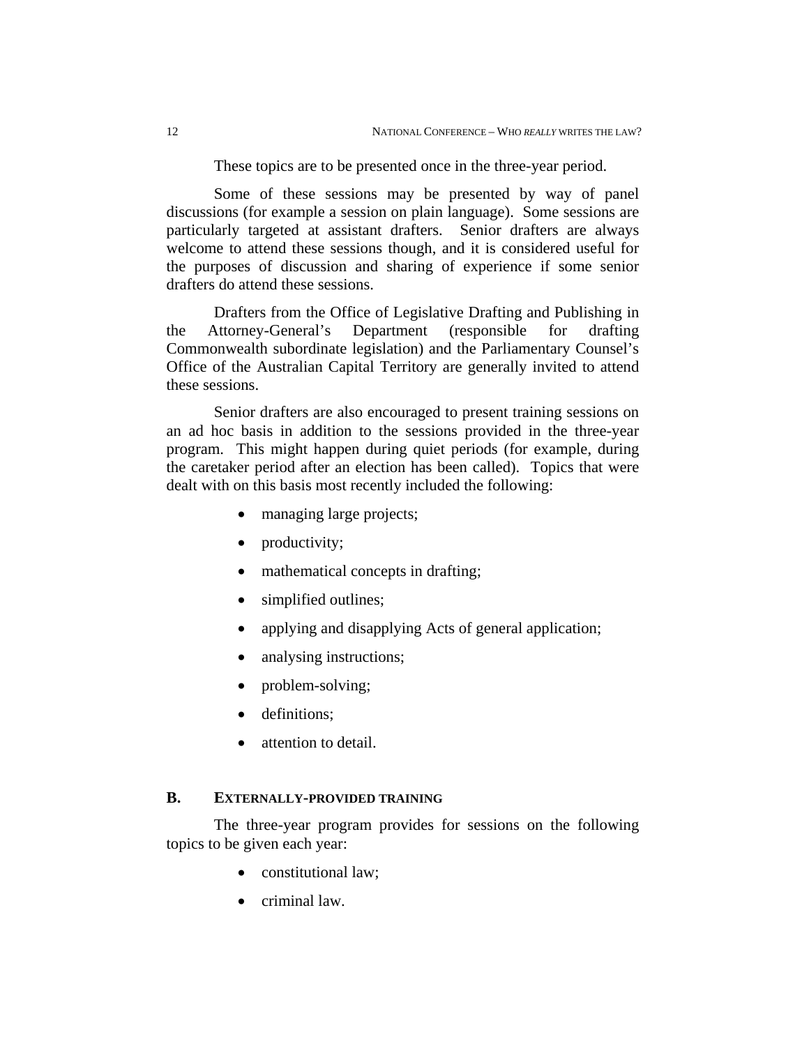These topics are to be presented once in the three-year period.

Some of these sessions may be presented by way of panel discussions (for example a session on plain language). Some sessions are particularly targeted at assistant drafters. Senior drafters are always welcome to attend these sessions though, and it is considered useful for the purposes of discussion and sharing of experience if some senior drafters do attend these sessions.

Drafters from the Office of Legislative Drafting and Publishing in the Attorney-General's Department (responsible for drafting Commonwealth subordinate legislation) and the Parliamentary Counsel's Office of the Australian Capital Territory are generally invited to attend these sessions.

Senior drafters are also encouraged to present training sessions on an ad hoc basis in addition to the sessions provided in the three-year program. This might happen during quiet periods (for example, during the caretaker period after an election has been called). Topics that were dealt with on this basis most recently included the following:

- managing large projects;
- productivity;
- mathematical concepts in drafting;
- simplified outlines;
- applying and disapplying Acts of general application;
- analysing instructions;
- problem-solving;
- definitions;
- attention to detail.

## B. Externally-provided training

The three-year program provides for sessions on the following topics to be given each year:

- constitutional law;
- criminal law.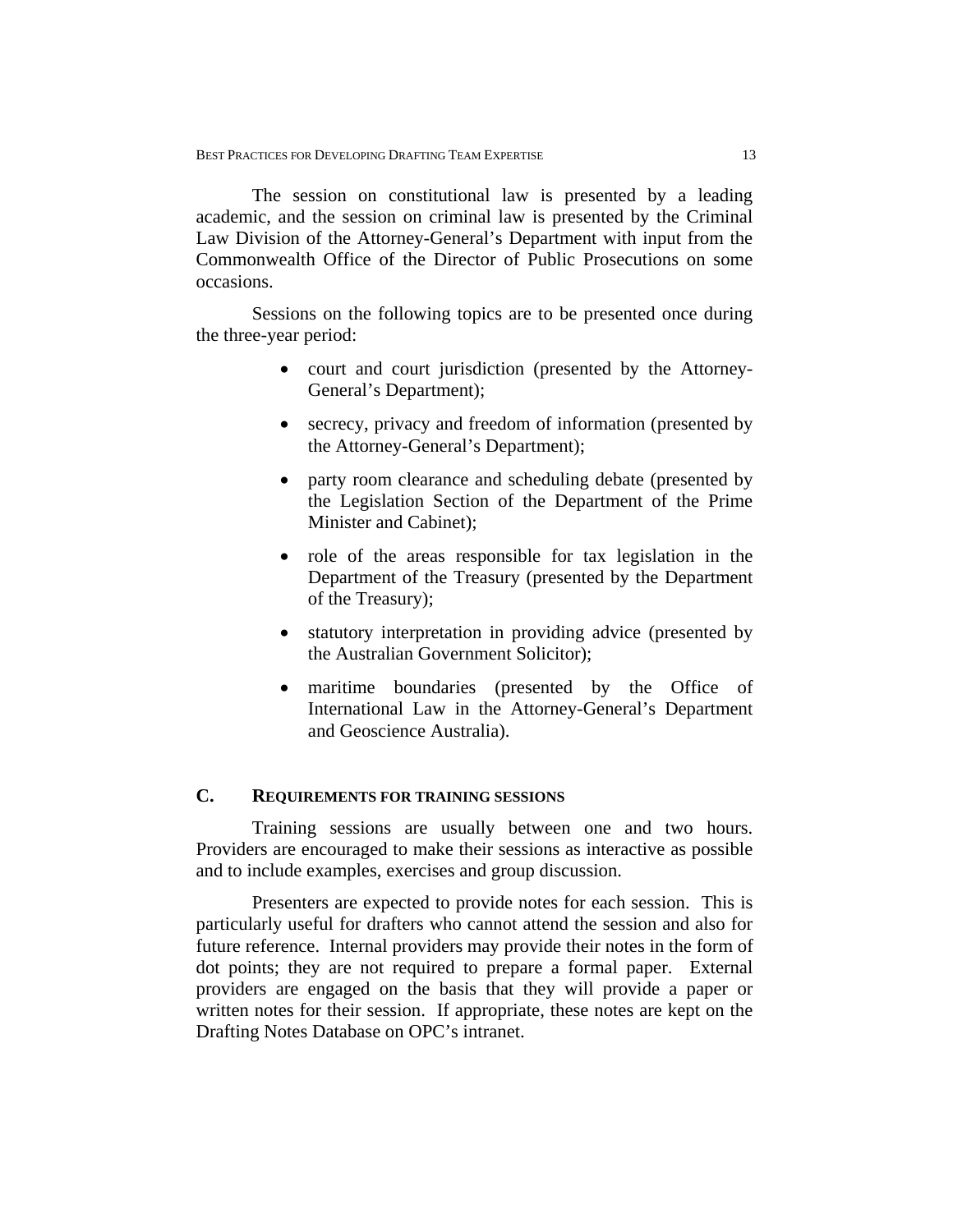The session on constitutional law is presented by a leading academic, and the session on criminal law is presented by the Criminal Law Division of the Attorney-General's Department with input from the Commonwealth Office of the Director of Public Prosecutions on some occasions.

Sessions on the following topics are to be presented once during the three-year period:

- court and court jurisdiction (presented by the Attorney-General's Department);
- secrecy, privacy and freedom of information (presented by the Attorney-General's Department);
- party room clearance and scheduling debate (presented by the Legislation Section of the Department of the Prime Minister and Cabinet);
- role of the areas responsible for tax legislation in the Department of the Treasury (presented by the Department of the Treasury);
- statutory interpretation in providing advice (presented by the Australian Government Solicitor);
- maritime boundaries (presented by the Office of International Law in the Attorney-General's Department and Geoscience Australia).

## C. REQUIREMENTS FOR TRAINING SESSIONS

Training sessions are usually between one and two hours. Providers are encouraged to make their sessions as interactive as possible and to include examples, exercises and group discussion.

Presenters are expected to provide notes for each session. This is particularly useful for drafters who cannot attend the session and also for future reference. Internal providers may provide their notes in the form of dot points; they are not required to prepare a formal paper. External providers are engaged on the basis that they will provide a paper or written notes for their session. If appropriate, these notes are kept on the Drafting Notes Database on OPC's intranet.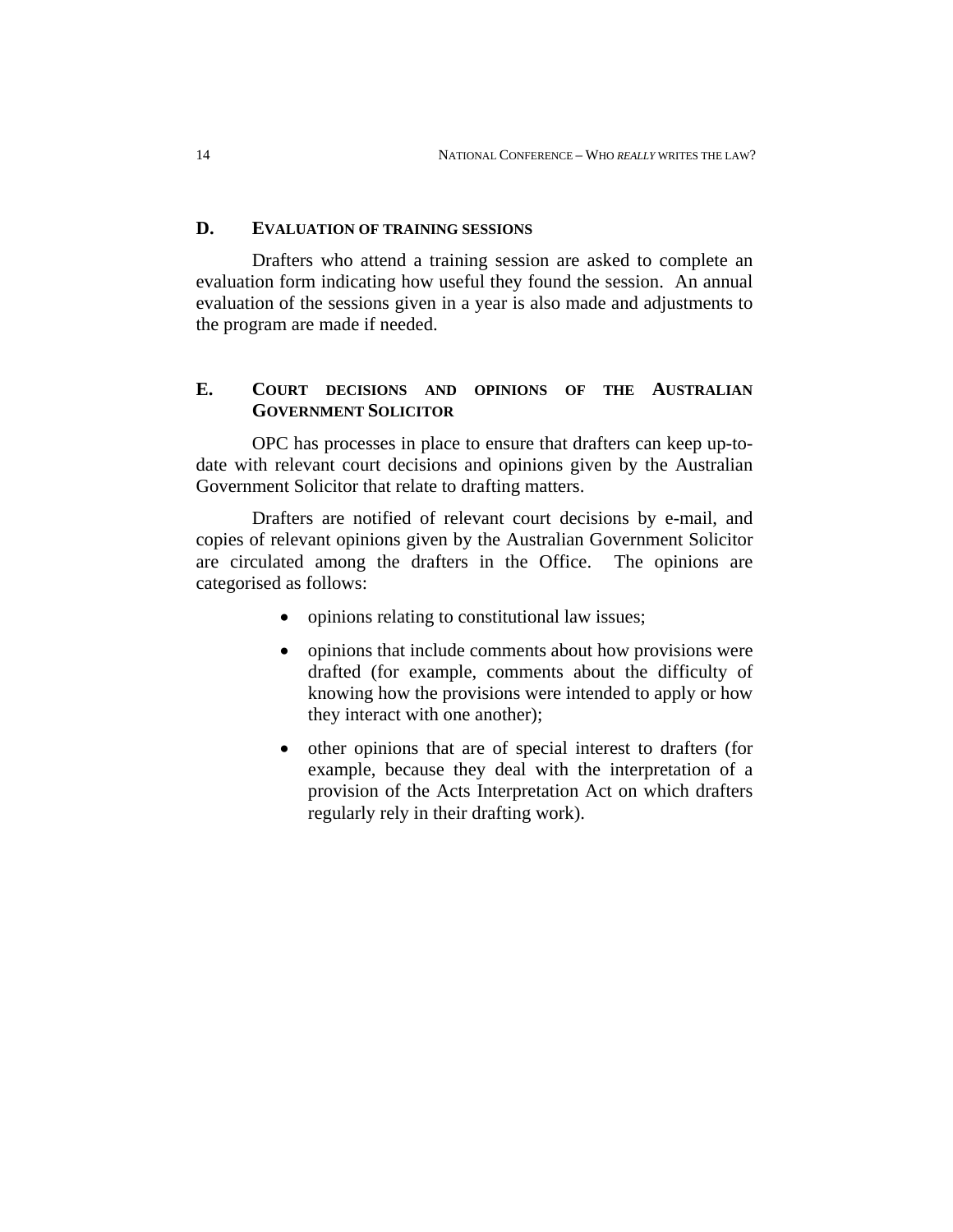## D. Evaluation of training sessions

Drafters who attend a training session are asked to complete an evaluation form indicating how useful they found the session. An annual evaluation of the sessions given in a year is also made and adjustments to the program are made if needed.

## E. Court decisions and opinions of the Australian Government Solicitor

OPC has processes in place to ensure that drafters can keep up-to-date with relevant court decisions and opinions given by the Australian Government Solicitor that relate to drafting matters.

Drafters are notified of relevant court decisions by e-mail, and copies of relevant opinions given by the Australian Government Solicitor are circulated among the drafters in the Office. The opinions are categorised as follows:

- opinions relating to constitutional law issues;
- opinions that include comments about how provisions were drafted (for example, comments about the difficulty of knowing how the provisions were intended to apply or how they interact with one another);
- other opinions that are of special interest to drafters (for example, because they deal with the interpretation of a provision of the Acts Interpretation Act on which drafters regularly rely in their drafting work).